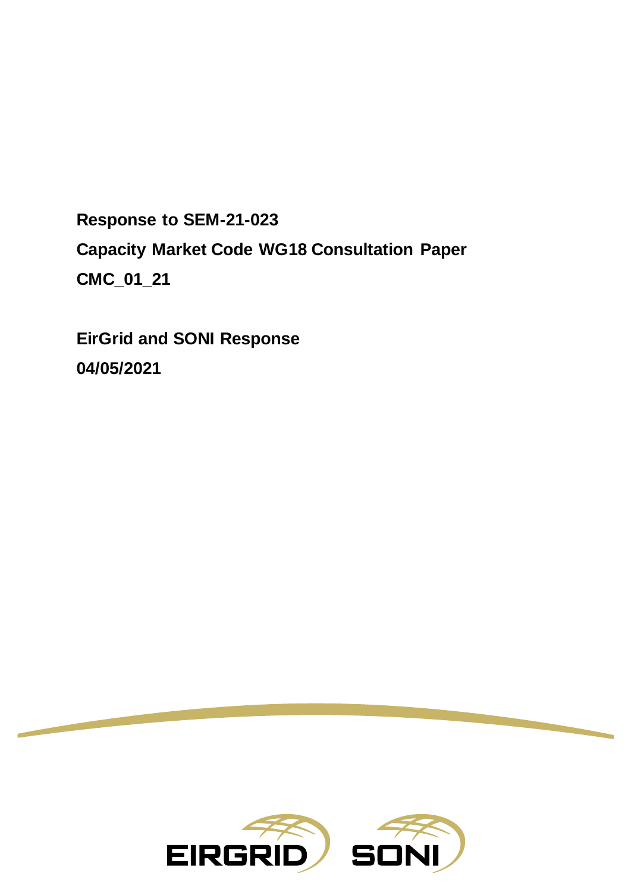**Response to SEM-21-023**

**Capacity Market Code WG18 Consultation Paper**

**CMC_01_21**

**EirGrid and SONI Response**

**04/05/2021**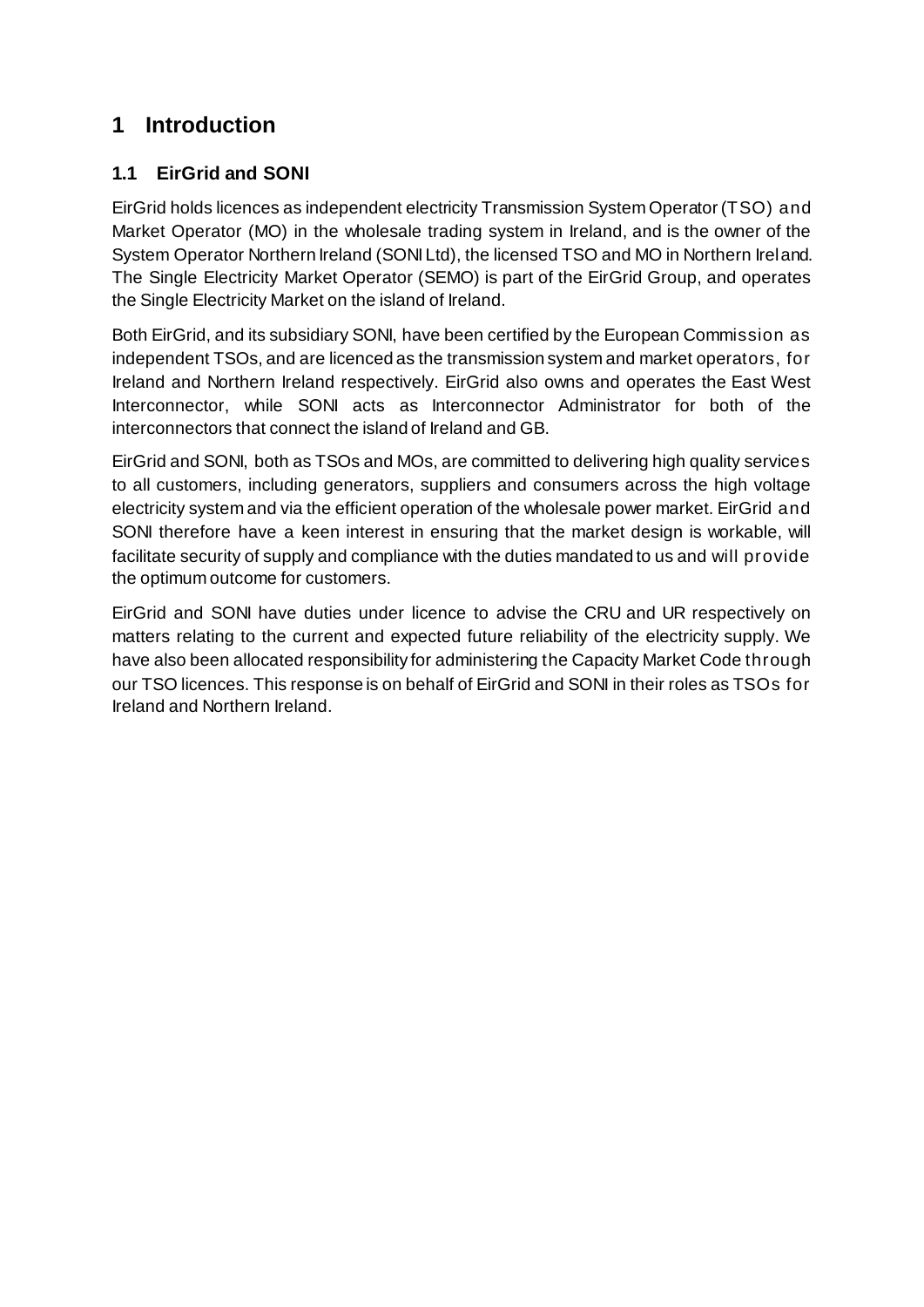# 1 Introduction

## 1.1 EirGrid and SONI

EirGrid holds licences as independent electricity Transmission System Operator (TSO) and Market Operator (MO) in the wholesale trading system in Ireland, and is the owner of the System Operator Northern Ireland (SONI Ltd), the licensed TSO and MO in Northern Ireland. The Single Electricity Market Operator (SEMO) is part of the EirGrid Group, and operates the Single Electricity Market on the island of Ireland.

Both EirGrid, and its subsidiary SONI, have been certified by the European Commission as independent TSOs, and are licenced as the transmission system and market operators, for Ireland and Northern Ireland respectively. EirGrid also owns and operates the East West Interconnector, while SONI acts as Interconnector Administrator for both of the interconnectors that connect the island of Ireland and GB.

EirGrid and SONI, both as TSOs and MOs, are committed to delivering high quality services to all customers, including generators, suppliers and consumers across the high voltage electricity system and via the efficient operation of the wholesale power market. EirGrid and SONI therefore have a keen interest in ensuring that the market design is workable, will facilitate security of supply and compliance with the duties mandated to us and will provide the optimum outcome for customers.

EirGrid and SONI have duties under licence to advise the CRU and UR respectively on matters relating to the current and expected future reliability of the electricity supply. We have also been allocated responsibility for administering the Capacity Market Code through our TSO licences. This response is on behalf of EirGrid and SONI in their roles as TSOs for Ireland and Northern Ireland.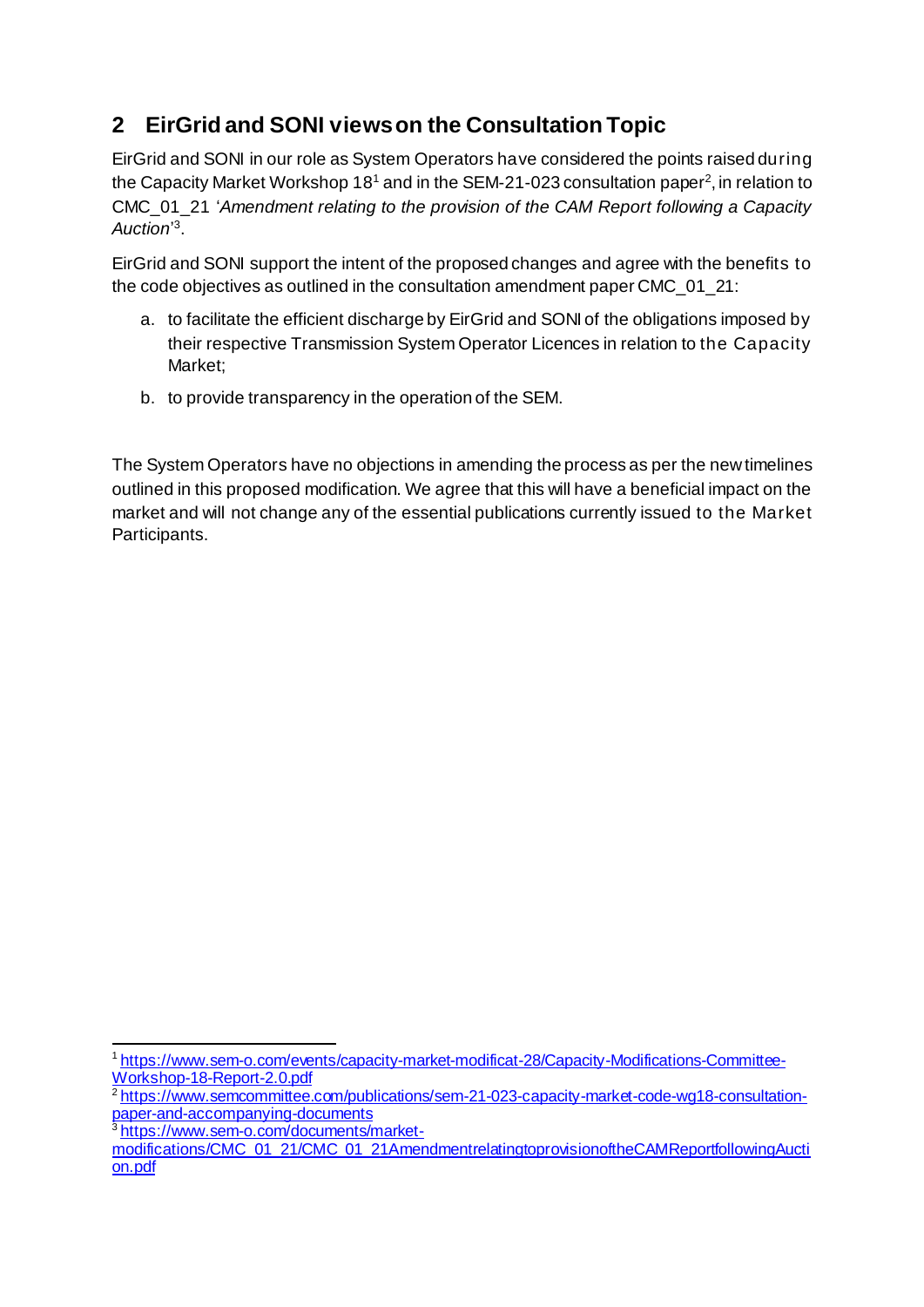## 2 EirGrid and SONI views on the Consultation Topic

EirGrid and SONI in our role as System Operators have considered the points raised during the Capacity Market Workshop 18[1] and in the SEM-21-023 consultation paper[2], in relation to CMC_01_21 '*Amendment relating to the provision of the CAM Report following a Capacity Auction*'[3].

EirGrid and SONI support the intent of the proposed changes and agree with the benefits to the code objectives as outlined in the consultation amendment paper CMC_01_21:

a. to facilitate the efficient discharge by EirGrid and SONI of the obligations imposed by their respective Transmission System Operator Licences in relation to the Capacity Market;

b. to provide transparency in the operation of the SEM.

The System Operators have no objections in amending the process as per the new timelines outlined in this proposed modification. We agree that this will have a beneficial impact on the market and will not change any of the essential publications currently issued to the Market Participants.

---

[1] https://www.sem-o.com/events/capacity-market-modificat-28/Capacity-Modifications-Committee-Workshop-18-Report-2.0.pdf

[2] https://www.semcommittee.com/publications/sem-21-023-capacity-market-code-wg18-consultation-paper-and-accompanying-documents

[3] https://www.sem-o.com/documents/market-modifications/CMC_01_21/CMC_01_21AmendmentrelatingtoprovisionoftheCAMReportfollowingAuction.pdf